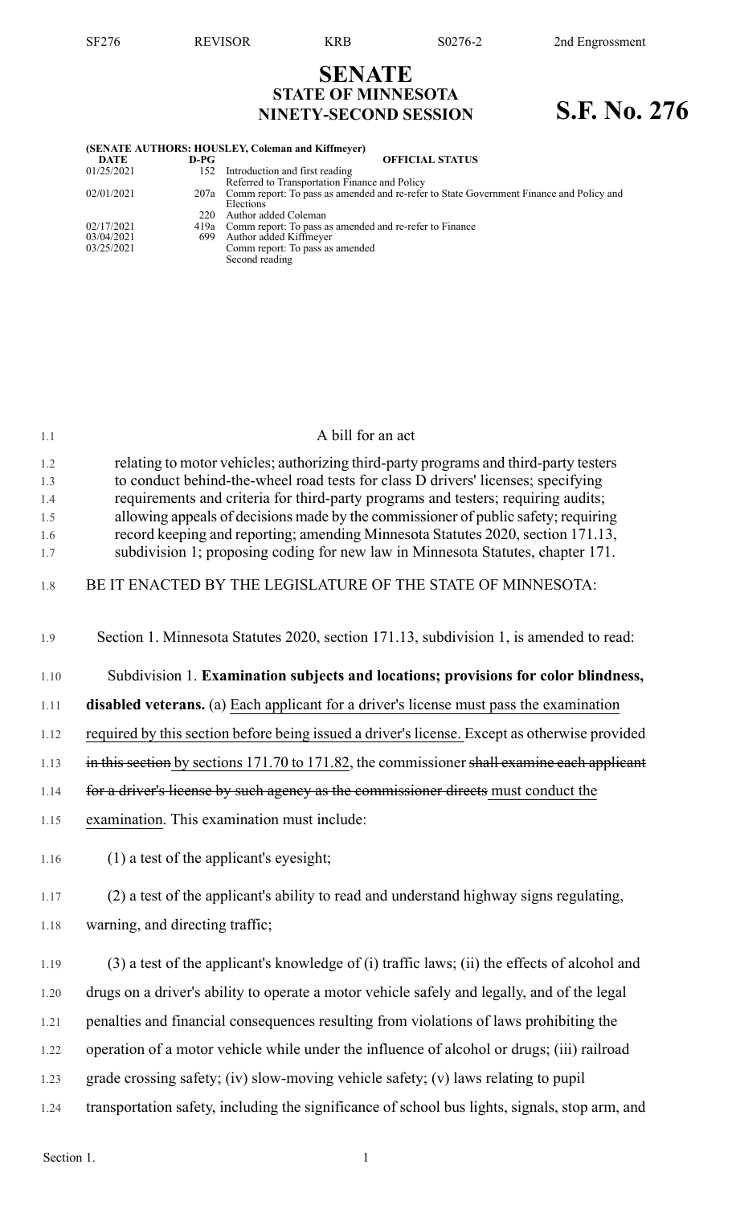# SENATE
## STATE OF MINNESOTA
## NINETY-SECOND SESSION

# S.F. No. 276

**(SENATE AUTHORS: HOUSLEY, Coleman and Kiffmeyer)**

| DATE | D-PG | OFFICIAL STATUS |
|---|---|---|
| 01/25/2021 | 152 | Introduction and first reading<br>Referred to Transportation Finance and Policy |
| 02/01/2021 | 207a | Comm report: To pass as amended and re-refer to State Government Finance and Policy and Elections |
| | 220 | Author added Coleman |
| 02/17/2021 | 419a | Comm report: To pass as amended and re-refer to Finance |
| 03/04/2021 | 699 | Author added Kiffmeyer |
| 03/25/2021 | | Comm report: To pass as amended<br>Second reading |

A bill for an act

relating to motor vehicles; authorizing third-party programs and third-party testers to conduct behind-the-wheel road tests for class D drivers' licenses; specifying requirements and criteria for third-party programs and testers; requiring audits; allowing appeals of decisions made by the commissioner of public safety; requiring record keeping and reporting; amending Minnesota Statutes 2020, section 171.13, subdivision 1; proposing coding for new law in Minnesota Statutes, chapter 171.

BE IT ENACTED BY THE LEGISLATURE OF THE STATE OF MINNESOTA:

Section 1. Minnesota Statutes 2020, section 171.13, subdivision 1, is amended to read:

Subdivision 1. **Examination subjects and locations; provisions for color blindness, disabled veterans.** (a) Each applicant for a driver's license must pass the examination required by this section before being issued a driver's license. Except as otherwise provided ~~in this section~~ by sections 171.70 to 171.82, the commissioner ~~shall examine each applicant for a driver's license by such agency as the commissioner directs~~ must conduct the examination. This examination must include:

(1) a test of the applicant's eyesight;

(2) a test of the applicant's ability to read and understand highway signs regulating, warning, and directing traffic;

(3) a test of the applicant's knowledge of (i) traffic laws; (ii) the effects of alcohol and drugs on a driver's ability to operate a motor vehicle safely and legally, and of the legal penalties and financial consequences resulting from violations of laws prohibiting the operation of a motor vehicle while under the influence of alcohol or drugs; (iii) railroad grade crossing safety; (iv) slow-moving vehicle safety; (v) laws relating to pupil transportation safety, including the significance of school bus lights, signals, stop arm, and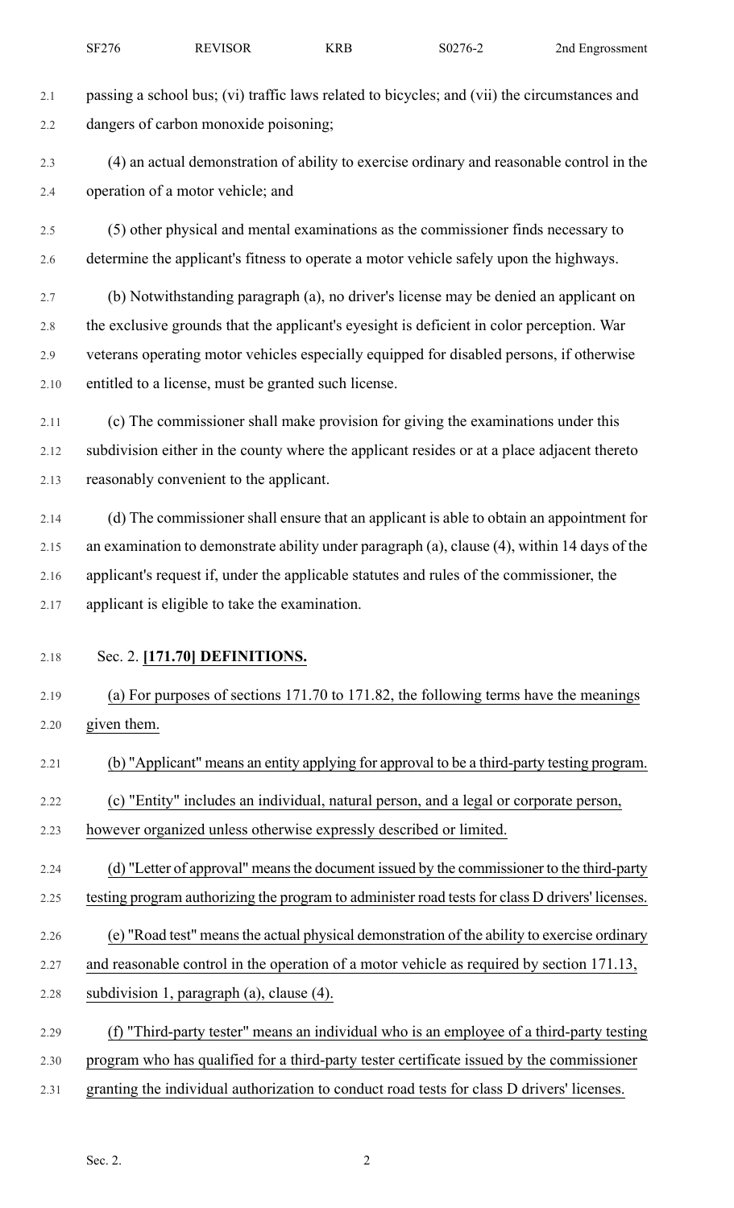passing a school bus; (vi) traffic laws related to bicycles; and (vii) the circumstances and dangers of carbon monoxide poisoning;

(4) an actual demonstration of ability to exercise ordinary and reasonable control in the operation of a motor vehicle; and

(5) other physical and mental examinations as the commissioner finds necessary to determine the applicant's fitness to operate a motor vehicle safely upon the highways.

(b) Notwithstanding paragraph (a), no driver's license may be denied an applicant on the exclusive grounds that the applicant's eyesight is deficient in color perception. War veterans operating motor vehicles especially equipped for disabled persons, if otherwise entitled to a license, must be granted such license.

(c) The commissioner shall make provision for giving the examinations under this subdivision either in the county where the applicant resides or at a place adjacent thereto reasonably convenient to the applicant.

(d) The commissioner shall ensure that an applicant is able to obtain an appointment for an examination to demonstrate ability under paragraph (a), clause (4), within 14 days of the applicant's request if, under the applicable statutes and rules of the commissioner, the applicant is eligible to take the examination.

Sec. 2. **[171.70] DEFINITIONS.**

(a) For purposes of sections 171.70 to 171.82, the following terms have the meanings given them.

(b) "Applicant" means an entity applying for approval to be a third-party testing program.

(c) "Entity" includes an individual, natural person, and a legal or corporate person, however organized unless otherwise expressly described or limited.

(d) "Letter of approval" means the document issued by the commissioner to the third-party testing program authorizing the program to administer road tests for class D drivers' licenses.

(e) "Road test" means the actual physical demonstration of the ability to exercise ordinary and reasonable control in the operation of a motor vehicle as required by section 171.13, subdivision 1, paragraph (a), clause (4).

(f) "Third-party tester" means an individual who is an employee of a third-party testing program who has qualified for a third-party tester certificate issued by the commissioner granting the individual authorization to conduct road tests for class D drivers' licenses.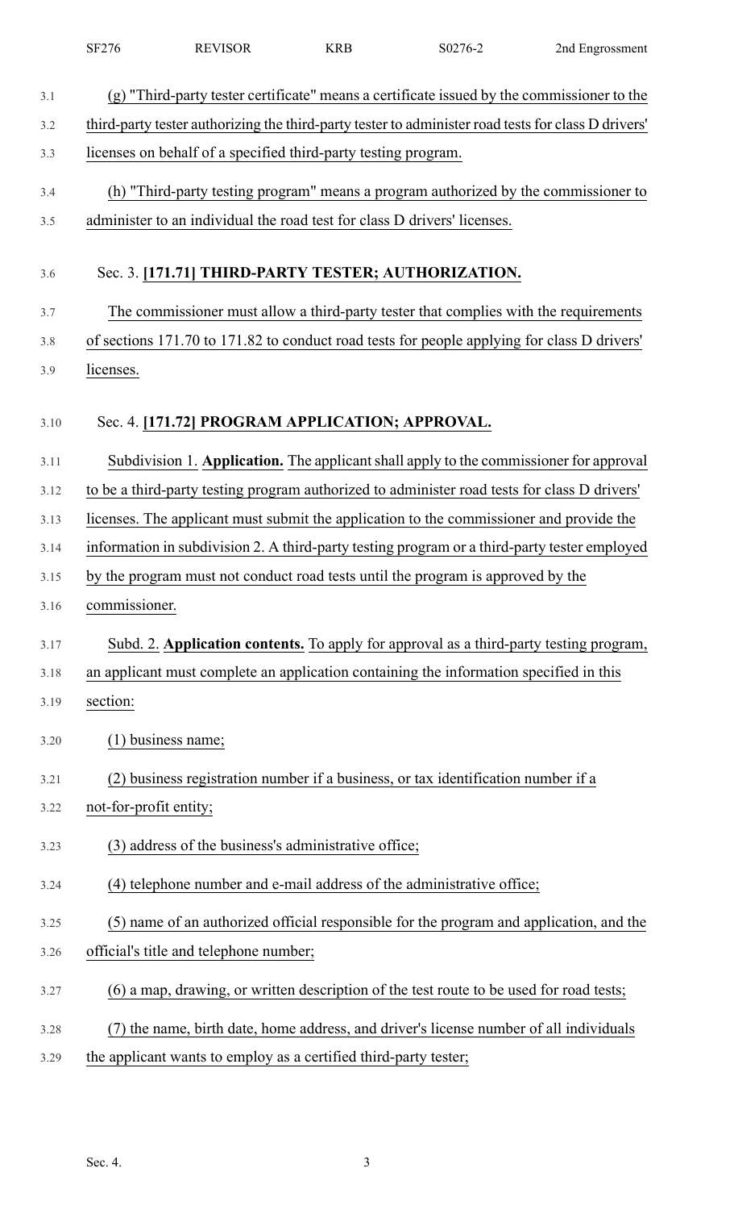(g) "Third-party tester certificate" means a certificate issued by the commissioner to the third-party tester authorizing the third-party tester to administer road tests for class D drivers' licenses on behalf of a specified third-party testing program.

(h) "Third-party testing program" means a program authorized by the commissioner to administer to an individual the road test for class D drivers' licenses.

Sec. 3. **[171.71] THIRD-PARTY TESTER; AUTHORIZATION.**

The commissioner must allow a third-party tester that complies with the requirements of sections 171.70 to 171.82 to conduct road tests for people applying for class D drivers' licenses.

Sec. 4. **[171.72] PROGRAM APPLICATION; APPROVAL.**

Subdivision 1. **Application.** The applicant shall apply to the commissioner for approval to be a third-party testing program authorized to administer road tests for class D drivers' licenses. The applicant must submit the application to the commissioner and provide the information in subdivision 2. A third-party testing program or a third-party tester employed by the program must not conduct road tests until the program is approved by the commissioner.

Subd. 2. **Application contents.** To apply for approval as a third-party testing program, an applicant must complete an application containing the information specified in this section:

(1) business name;

(2) business registration number if a business, or tax identification number if a not-for-profit entity;

(3) address of the business's administrative office;

(4) telephone number and e-mail address of the administrative office;

(5) name of an authorized official responsible for the program and application, and the official's title and telephone number;

(6) a map, drawing, or written description of the test route to be used for road tests;

(7) the name, birth date, home address, and driver's license number of all individuals the applicant wants to employ as a certified third-party tester;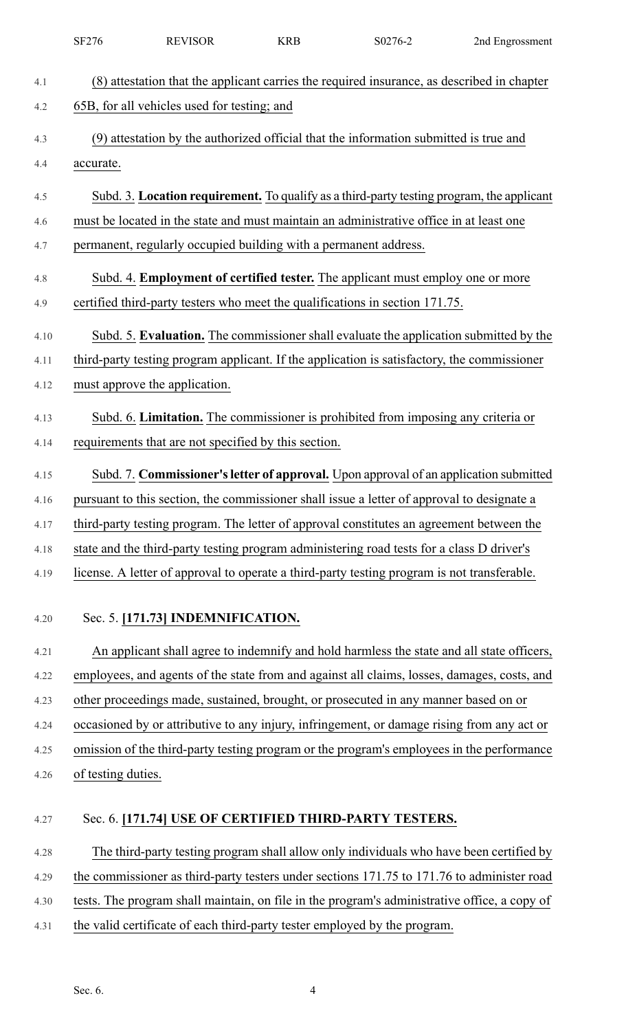(8) attestation that the applicant carries the required insurance, as described in chapter 65B, for all vehicles used for testing; and

(9) attestation by the authorized official that the information submitted is true and accurate.

Subd. 3. **Location requirement.** To qualify as a third-party testing program, the applicant must be located in the state and must maintain an administrative office in at least one permanent, regularly occupied building with a permanent address.

Subd. 4. **Employment of certified tester.** The applicant must employ one or more certified third-party testers who meet the qualifications in section 171.75.

Subd. 5. **Evaluation.** The commissioner shall evaluate the application submitted by the third-party testing program applicant. If the application is satisfactory, the commissioner must approve the application.

Subd. 6. **Limitation.** The commissioner is prohibited from imposing any criteria or requirements that are not specified by this section.

Subd. 7. **Commissioner's letter of approval.** Upon approval of an application submitted pursuant to this section, the commissioner shall issue a letter of approval to designate a third-party testing program. The letter of approval constitutes an agreement between the state and the third-party testing program administering road tests for a class D driver's license. A letter of approval to operate a third-party testing program is not transferable.

Sec. 5. **[171.73] INDEMNIFICATION.**

An applicant shall agree to indemnify and hold harmless the state and all state officers, employees, and agents of the state from and against all claims, losses, damages, costs, and other proceedings made, sustained, brought, or prosecuted in any manner based on or occasioned by or attributive to any injury, infringement, or damage rising from any act or omission of the third-party testing program or the program's employees in the performance of testing duties.

Sec. 6. **[171.74] USE OF CERTIFIED THIRD-PARTY TESTERS.**

The third-party testing program shall allow only individuals who have been certified by the commissioner as third-party testers under sections 171.75 to 171.76 to administer road tests. The program shall maintain, on file in the program's administrative office, a copy of the valid certificate of each third-party tester employed by the program.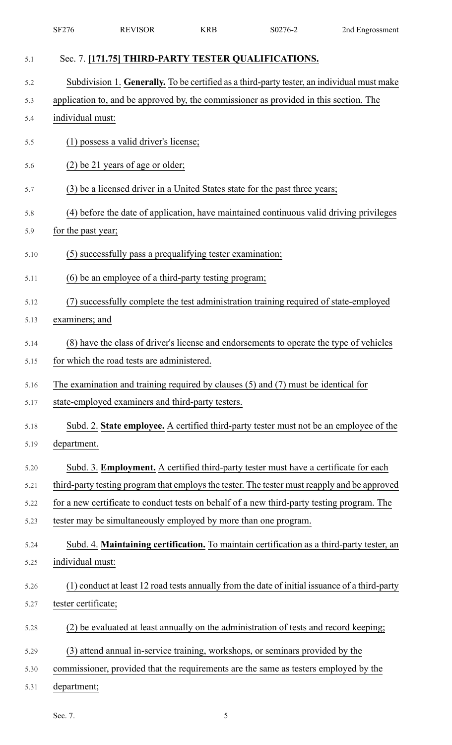Sec. 7. **[171.75] THIRD-PARTY TESTER QUALIFICATIONS.**

Subdivision 1. **Generally.** To be certified as a third-party tester, an individual must make application to, and be approved by, the commissioner as provided in this section. The individual must:

(1) possess a valid driver's license;

(2) be 21 years of age or older;

(3) be a licensed driver in a United States state for the past three years;

(4) before the date of application, have maintained continuous valid driving privileges for the past year;

(5) successfully pass a prequalifying tester examination;

(6) be an employee of a third-party testing program;

(7) successfully complete the test administration training required of state-employed examiners; and

(8) have the class of driver's license and endorsements to operate the type of vehicles for which the road tests are administered.

The examination and training required by clauses (5) and (7) must be identical for state-employed examiners and third-party testers.

Subd. 2. **State employee.** A certified third-party tester must not be an employee of the department.

Subd. 3. **Employment.** A certified third-party tester must have a certificate for each third-party testing program that employs the tester. The tester must reapply and be approved for a new certificate to conduct tests on behalf of a new third-party testing program. The tester may be simultaneously employed by more than one program.

Subd. 4. **Maintaining certification.** To maintain certification as a third-party tester, an individual must:

(1) conduct at least 12 road tests annually from the date of initial issuance of a third-party tester certificate;

(2) be evaluated at least annually on the administration of tests and record keeping;

(3) attend annual in-service training, workshops, or seminars provided by the commissioner, provided that the requirements are the same as testers employed by the department;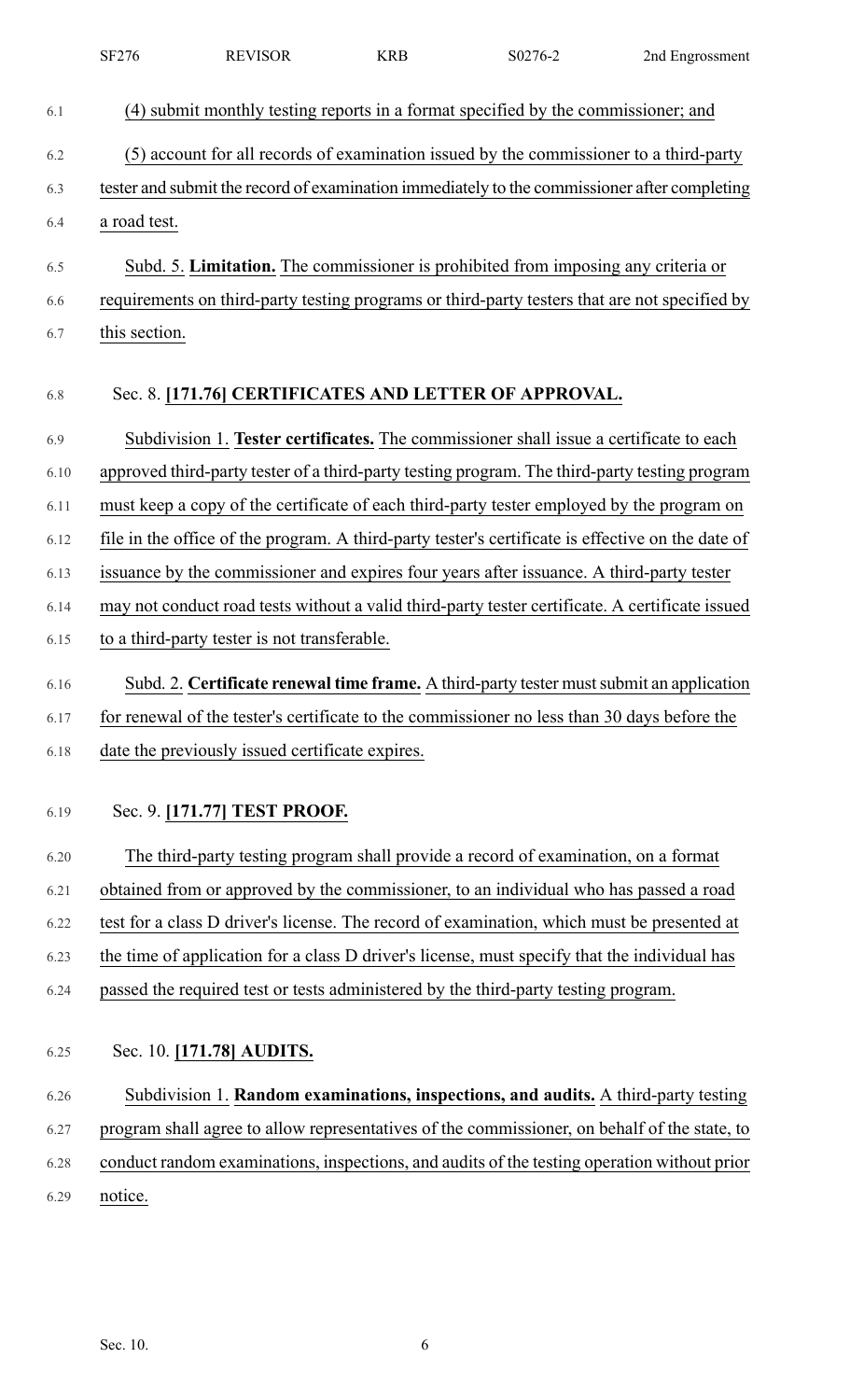(4) submit monthly testing reports in a format specified by the commissioner; and

(5) account for all records of examination issued by the commissioner to a third-party tester and submit the record of examination immediately to the commissioner after completing a road test.

Subd. 5. **Limitation.** The commissioner is prohibited from imposing any criteria or requirements on third-party testing programs or third-party testers that are not specified by this section.

Sec. 8. **[171.76] CERTIFICATES AND LETTER OF APPROVAL.**

Subdivision 1. **Tester certificates.** The commissioner shall issue a certificate to each approved third-party tester of a third-party testing program. The third-party testing program must keep a copy of the certificate of each third-party tester employed by the program on file in the office of the program. A third-party tester's certificate is effective on the date of issuance by the commissioner and expires four years after issuance. A third-party tester may not conduct road tests without a valid third-party tester certificate. A certificate issued to a third-party tester is not transferable.

Subd. 2. **Certificate renewal time frame.** A third-party tester must submit an application for renewal of the tester's certificate to the commissioner no less than 30 days before the date the previously issued certificate expires.

Sec. 9. **[171.77] TEST PROOF.**

The third-party testing program shall provide a record of examination, on a format obtained from or approved by the commissioner, to an individual who has passed a road test for a class D driver's license. The record of examination, which must be presented at the time of application for a class D driver's license, must specify that the individual has passed the required test or tests administered by the third-party testing program.

Sec. 10. **[171.78] AUDITS.**

Subdivision 1. **Random examinations, inspections, and audits.** A third-party testing program shall agree to allow representatives of the commissioner, on behalf of the state, to conduct random examinations, inspections, and audits of the testing operation without prior notice.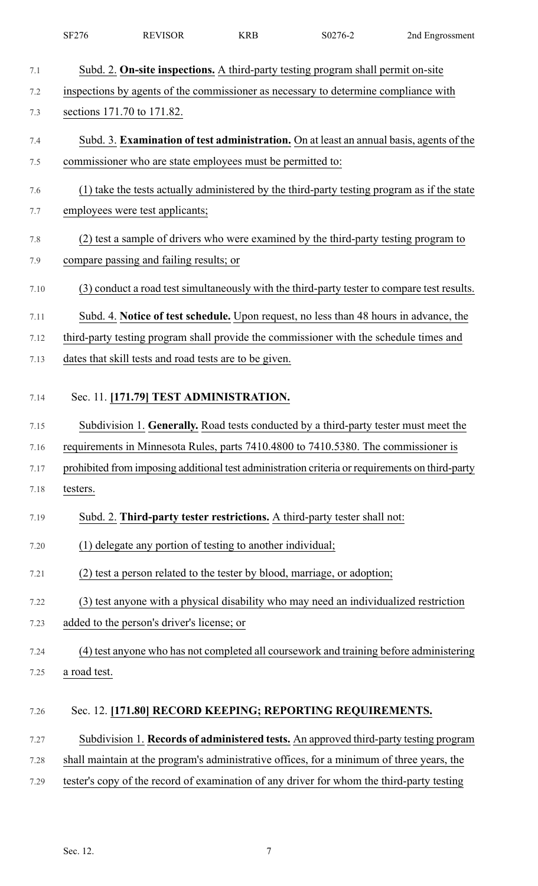Subd. 2. **On-site inspections.** A third-party testing program shall permit on-site inspections by agents of the commissioner as necessary to determine compliance with sections 171.70 to 171.82.

Subd. 3. **Examination of test administration.** On at least an annual basis, agents of the commissioner who are state employees must be permitted to:

(1) take the tests actually administered by the third-party testing program as if the state employees were test applicants;

(2) test a sample of drivers who were examined by the third-party testing program to compare passing and failing results; or

(3) conduct a road test simultaneously with the third-party tester to compare test results.

Subd. 4. **Notice of test schedule.** Upon request, no less than 48 hours in advance, the third-party testing program shall provide the commissioner with the schedule times and dates that skill tests and road tests are to be given.

Sec. 11. **[171.79] TEST ADMINISTRATION.**

Subdivision 1. **Generally.** Road tests conducted by a third-party tester must meet the requirements in Minnesota Rules, parts 7410.4800 to 7410.5380. The commissioner is prohibited from imposing additional test administration criteria or requirements on third-party testers.

Subd. 2. **Third-party tester restrictions.** A third-party tester shall not:

(1) delegate any portion of testing to another individual;

(2) test a person related to the tester by blood, marriage, or adoption;

(3) test anyone with a physical disability who may need an individualized restriction added to the person's driver's license; or

(4) test anyone who has not completed all coursework and training before administering a road test.

Sec. 12. **[171.80] RECORD KEEPING; REPORTING REQUIREMENTS.**

Subdivision 1. **Records of administered tests.** An approved third-party testing program shall maintain at the program's administrative offices, for a minimum of three years, the tester's copy of the record of examination of any driver for whom the third-party testing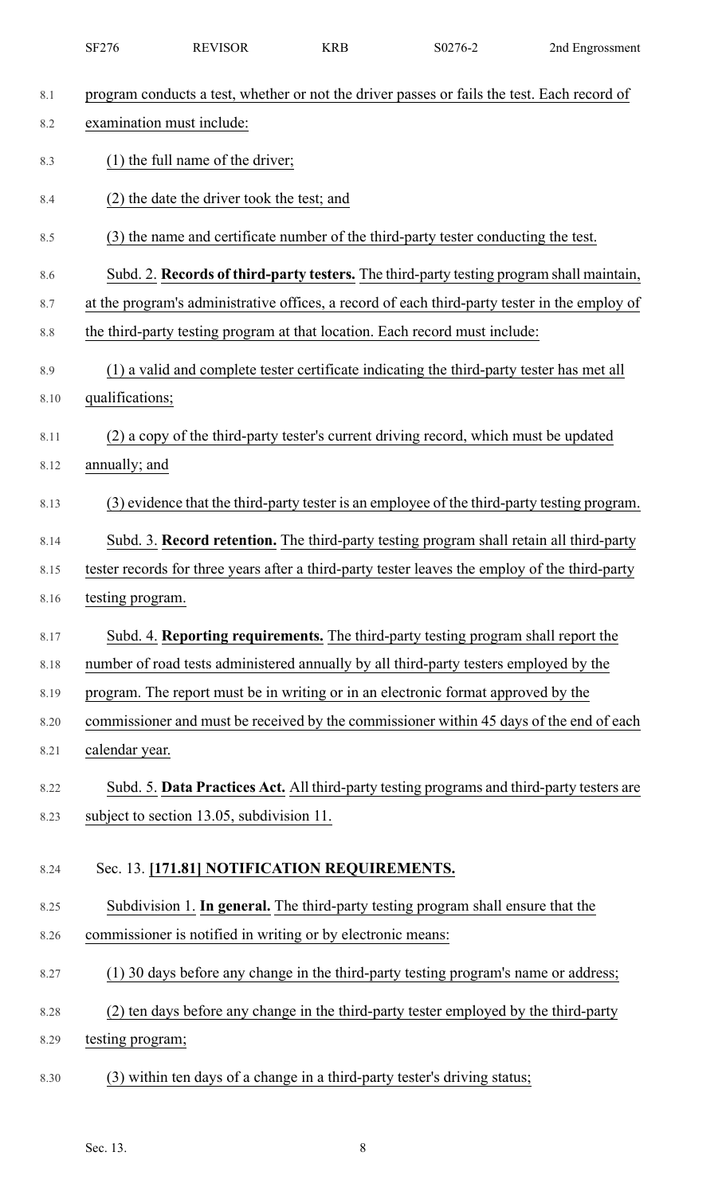program conducts a test, whether or not the driver passes or fails the test. Each record of examination must include:

(1) the full name of the driver;

(2) the date the driver took the test; and

(3) the name and certificate number of the third-party tester conducting the test.

Subd. 2. **Records of third-party testers.** The third-party testing program shall maintain, at the program's administrative offices, a record of each third-party tester in the employ of the third-party testing program at that location. Each record must include:

(1) a valid and complete tester certificate indicating the third-party tester has met all qualifications;

(2) a copy of the third-party tester's current driving record, which must be updated annually; and

(3) evidence that the third-party tester is an employee of the third-party testing program.

Subd. 3. **Record retention.** The third-party testing program shall retain all third-party tester records for three years after a third-party tester leaves the employ of the third-party testing program.

Subd. 4. **Reporting requirements.** The third-party testing program shall report the number of road tests administered annually by all third-party testers employed by the program. The report must be in writing or in an electronic format approved by the commissioner and must be received by the commissioner within 45 days of the end of each calendar year.

Subd. 5. **Data Practices Act.** All third-party testing programs and third-party testers are subject to section 13.05, subdivision 11.

Sec. 13. **[171.81] NOTIFICATION REQUIREMENTS.**

Subdivision 1. **In general.** The third-party testing program shall ensure that the commissioner is notified in writing or by electronic means:

(1) 30 days before any change in the third-party testing program's name or address;

(2) ten days before any change in the third-party tester employed by the third-party testing program;

(3) within ten days of a change in a third-party tester's driving status;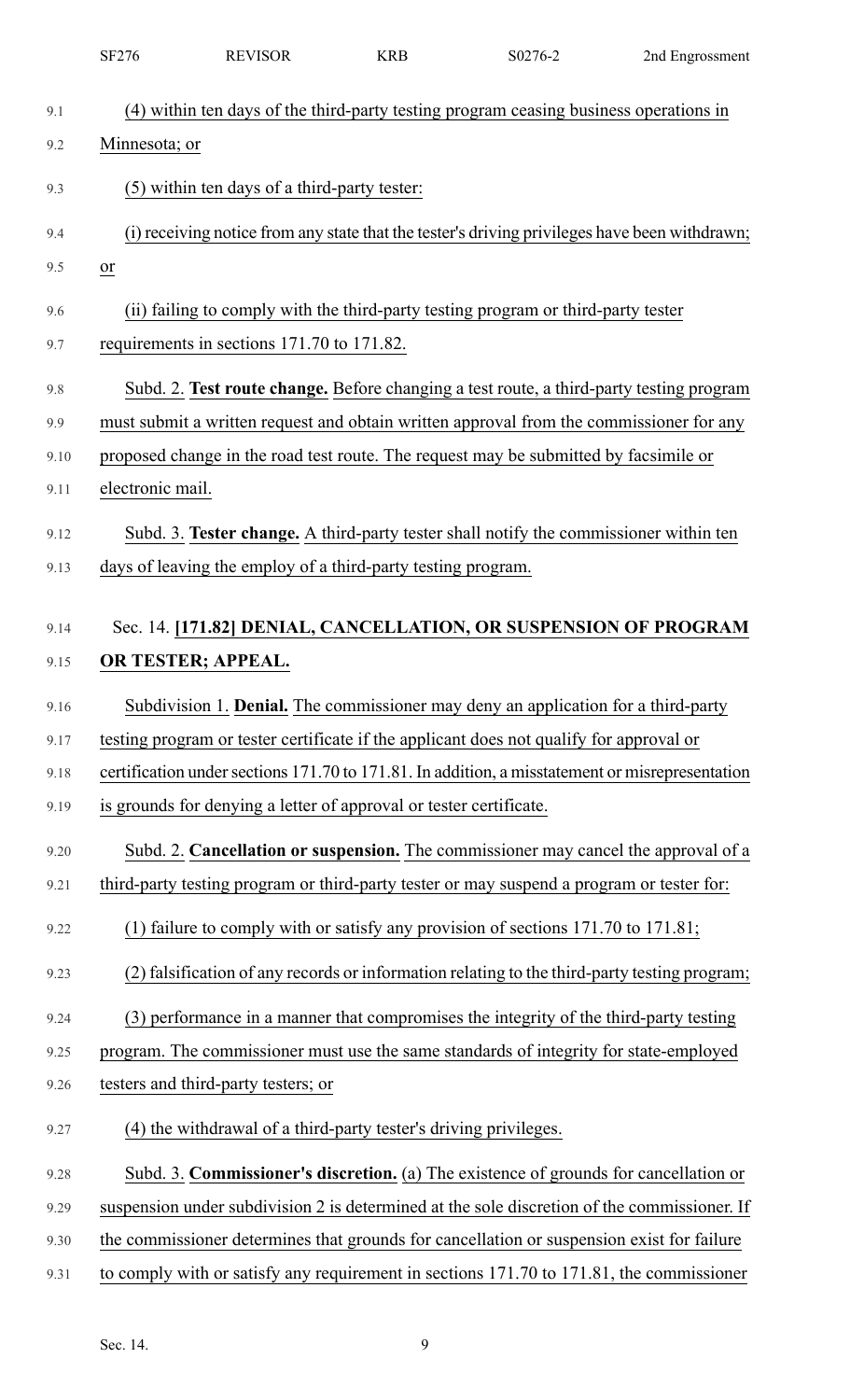(4) within ten days of the third-party testing program ceasing business operations in Minnesota; or

(5) within ten days of a third-party tester:

(i) receiving notice from any state that the tester's driving privileges have been withdrawn; or

(ii) failing to comply with the third-party testing program or third-party tester requirements in sections 171.70 to 171.82.

Subd. 2. **Test route change.** Before changing a test route, a third-party testing program must submit a written request and obtain written approval from the commissioner for any proposed change in the road test route. The request may be submitted by facsimile or electronic mail.

Subd. 3. **Tester change.** A third-party tester shall notify the commissioner within ten days of leaving the employ of a third-party testing program.

## Sec. 14. [171.82] DENIAL, CANCELLATION, OR SUSPENSION OF PROGRAM OR TESTER; APPEAL.

Subdivision 1. **Denial.** The commissioner may deny an application for a third-party testing program or tester certificate if the applicant does not qualify for approval or certification under sections 171.70 to 171.81. In addition, a misstatement or misrepresentation is grounds for denying a letter of approval or tester certificate.

Subd. 2. **Cancellation or suspension.** The commissioner may cancel the approval of a third-party testing program or third-party tester or may suspend a program or tester for:

(1) failure to comply with or satisfy any provision of sections 171.70 to 171.81;

(2) falsification of any records or information relating to the third-party testing program;

(3) performance in a manner that compromises the integrity of the third-party testing program. The commissioner must use the same standards of integrity for state-employed testers and third-party testers; or

(4) the withdrawal of a third-party tester's driving privileges.

Subd. 3. **Commissioner's discretion.** (a) The existence of grounds for cancellation or suspension under subdivision 2 is determined at the sole discretion of the commissioner. If the commissioner determines that grounds for cancellation or suspension exist for failure to comply with or satisfy any requirement in sections 171.70 to 171.81, the commissioner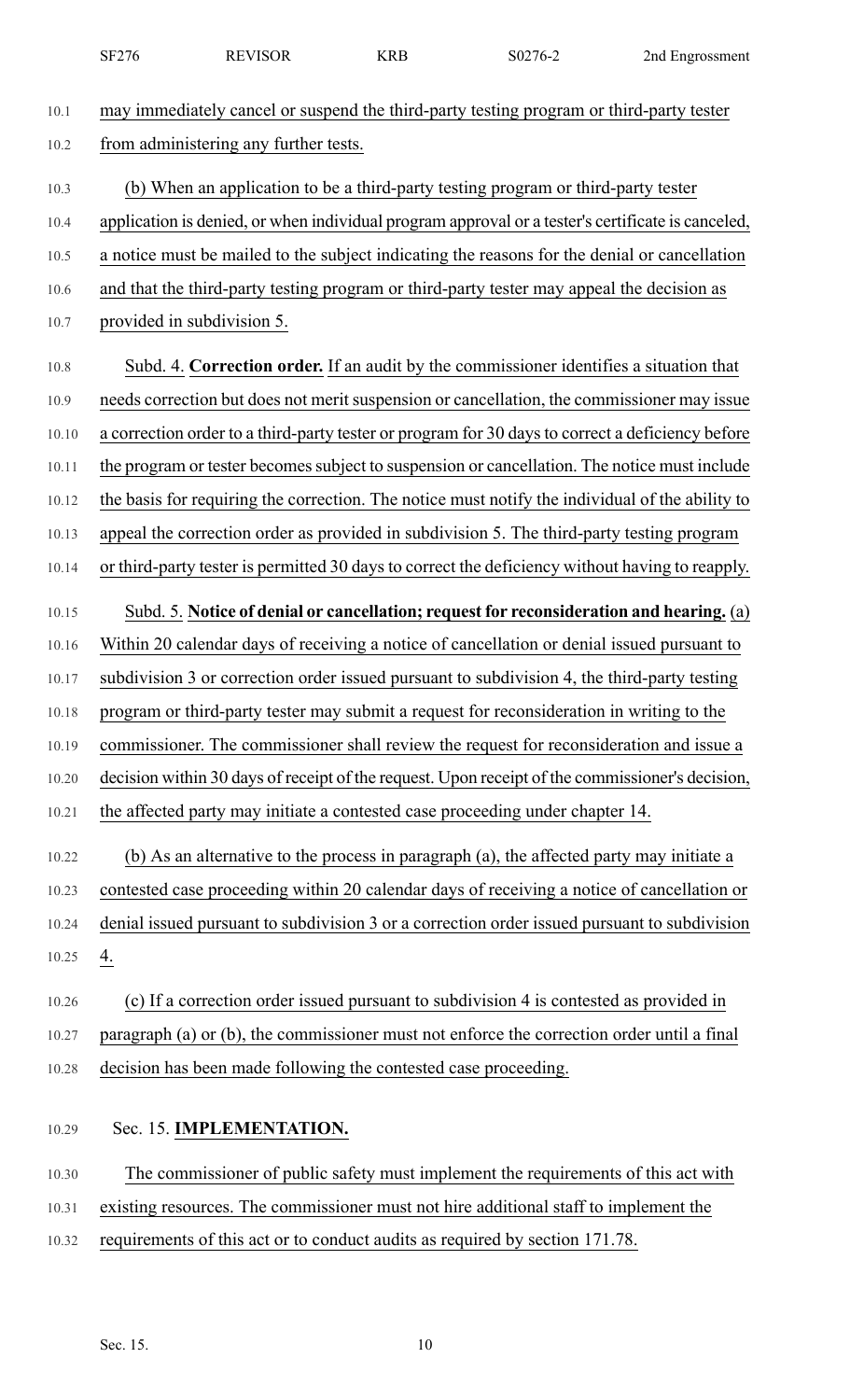may immediately cancel or suspend the third-party testing program or third-party tester from administering any further tests.

(b) When an application to be a third-party testing program or third-party tester application is denied, or when individual program approval or a tester's certificate is canceled, a notice must be mailed to the subject indicating the reasons for the denial or cancellation and that the third-party testing program or third-party tester may appeal the decision as provided in subdivision 5.

Subd. 4. **Correction order.** If an audit by the commissioner identifies a situation that needs correction but does not merit suspension or cancellation, the commissioner may issue a correction order to a third-party tester or program for 30 days to correct a deficiency before the program or tester becomes subject to suspension or cancellation. The notice must include the basis for requiring the correction. The notice must notify the individual of the ability to appeal the correction order as provided in subdivision 5. The third-party testing program or third-party tester is permitted 30 days to correct the deficiency without having to reapply.

Subd. 5. **Notice of denial or cancellation; request for reconsideration and hearing.** (a) Within 20 calendar days of receiving a notice of cancellation or denial issued pursuant to subdivision 3 or correction order issued pursuant to subdivision 4, the third-party testing program or third-party tester may submit a request for reconsideration in writing to the commissioner. The commissioner shall review the request for reconsideration and issue a decision within 30 days of receipt of the request. Upon receipt of the commissioner's decision, the affected party may initiate a contested case proceeding under chapter 14.

(b) As an alternative to the process in paragraph (a), the affected party may initiate a contested case proceeding within 20 calendar days of receiving a notice of cancellation or denial issued pursuant to subdivision 3 or a correction order issued pursuant to subdivision 4.

(c) If a correction order issued pursuant to subdivision 4 is contested as provided in paragraph (a) or (b), the commissioner must not enforce the correction order until a final decision has been made following the contested case proceeding.

Sec. 15. **IMPLEMENTATION.**

The commissioner of public safety must implement the requirements of this act with existing resources. The commissioner must not hire additional staff to implement the requirements of this act or to conduct audits as required by section 171.78.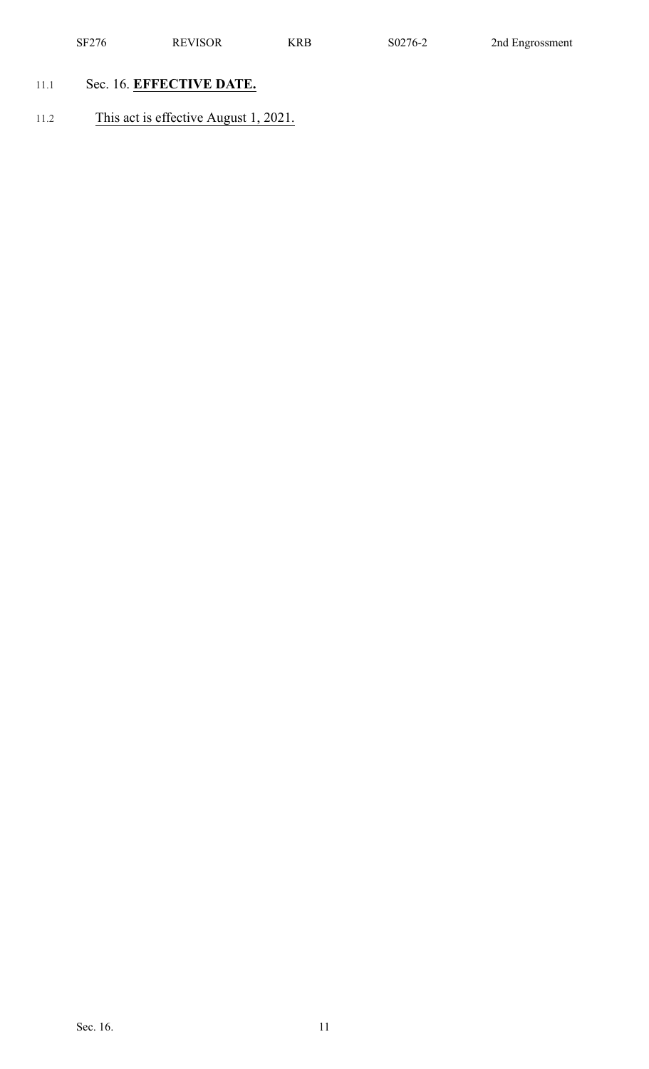Sec. 16. **EFFECTIVE DATE.**

This act is effective August 1, 2021.